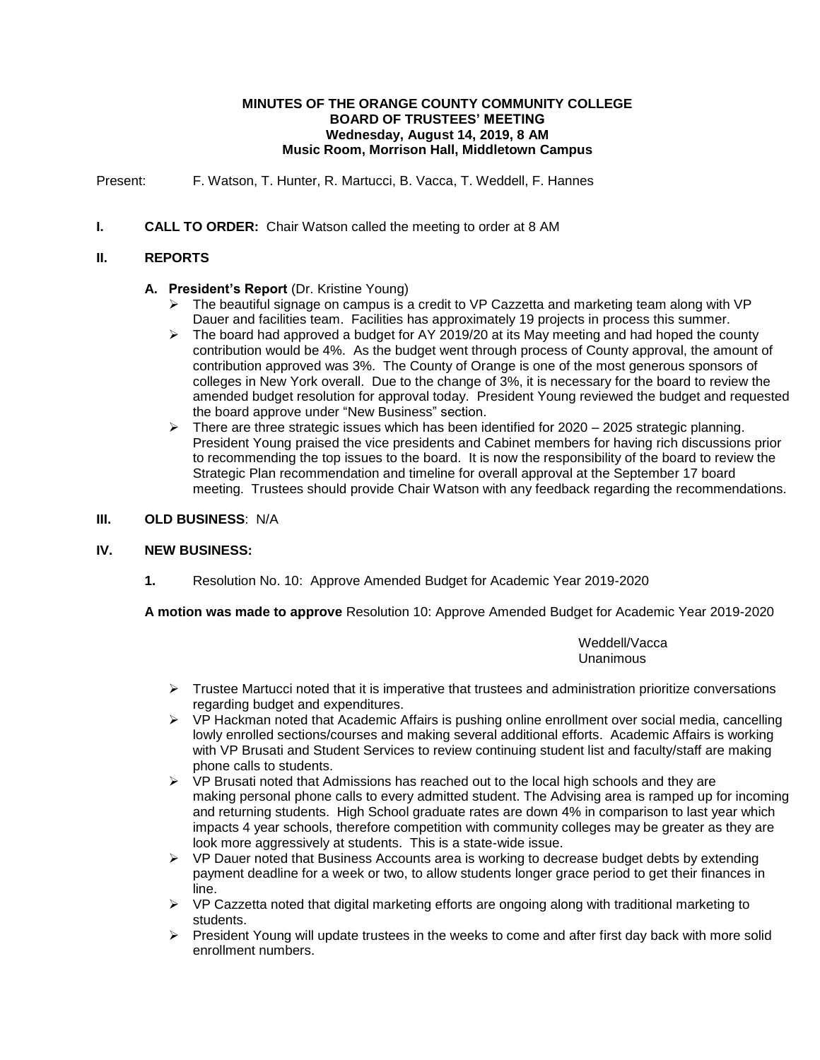**MINUTES OF THE ORANGE COUNTY COMMUNITY COLLEGE**
**BOARD OF TRUSTEES' MEETING**
**Wednesday, August 14, 2019, 8 AM**
**Music Room, Morrison Hall, Middletown Campus**

Present: F. Watson, T. Hunter, R. Martucci, B. Vacca, T. Weddell, F. Hannes

**I. CALL TO ORDER:** Chair Watson called the meeting to order at 8 AM

**II. REPORTS**

**A. President's Report** (Dr. Kristine Young)

- The beautiful signage on campus is a credit to VP Cazzetta and marketing team along with VP Dauer and facilities team. Facilities has approximately 19 projects in process this summer.
- The board had approved a budget for AY 2019/20 at its May meeting and had hoped the county contribution would be 4%. As the budget went through process of County approval, the amount of contribution approved was 3%. The County of Orange is one of the most generous sponsors of colleges in New York overall. Due to the change of 3%, it is necessary for the board to review the amended budget resolution for approval today. President Young reviewed the budget and requested the board approve under "New Business" section.
- There are three strategic issues which has been identified for 2020 – 2025 strategic planning. President Young praised the vice presidents and Cabinet members for having rich discussions prior to recommending the top issues to the board. It is now the responsibility of the board to review the Strategic Plan recommendation and timeline for overall approval at the September 17 board meeting. Trustees should provide Chair Watson with any feedback regarding the recommendations.

**III. OLD BUSINESS**: N/A

**IV. NEW BUSINESS:**

**1.** Resolution No. 10: Approve Amended Budget for Academic Year 2019-2020

**A motion was made to approve** Resolution 10: Approve Amended Budget for Academic Year 2019-2020

Weddell/Vacca
Unanimous

- Trustee Martucci noted that it is imperative that trustees and administration prioritize conversations regarding budget and expenditures.
- VP Hackman noted that Academic Affairs is pushing online enrollment over social media, cancelling lowly enrolled sections/courses and making several additional efforts. Academic Affairs is working with VP Brusati and Student Services to review continuing student list and faculty/staff are making phone calls to students.
- VP Brusati noted that Admissions has reached out to the local high schools and they are making personal phone calls to every admitted student. The Advising area is ramped up for incoming and returning students. High School graduate rates are down 4% in comparison to last year which impacts 4 year schools, therefore competition with community colleges may be greater as they are look more aggressively at students. This is a state-wide issue.
- VP Dauer noted that Business Accounts area is working to decrease budget debts by extending payment deadline for a week or two, to allow students longer grace period to get their finances in line.
- VP Cazzetta noted that digital marketing efforts are ongoing along with traditional marketing to students.
- President Young will update trustees in the weeks to come and after first day back with more solid enrollment numbers.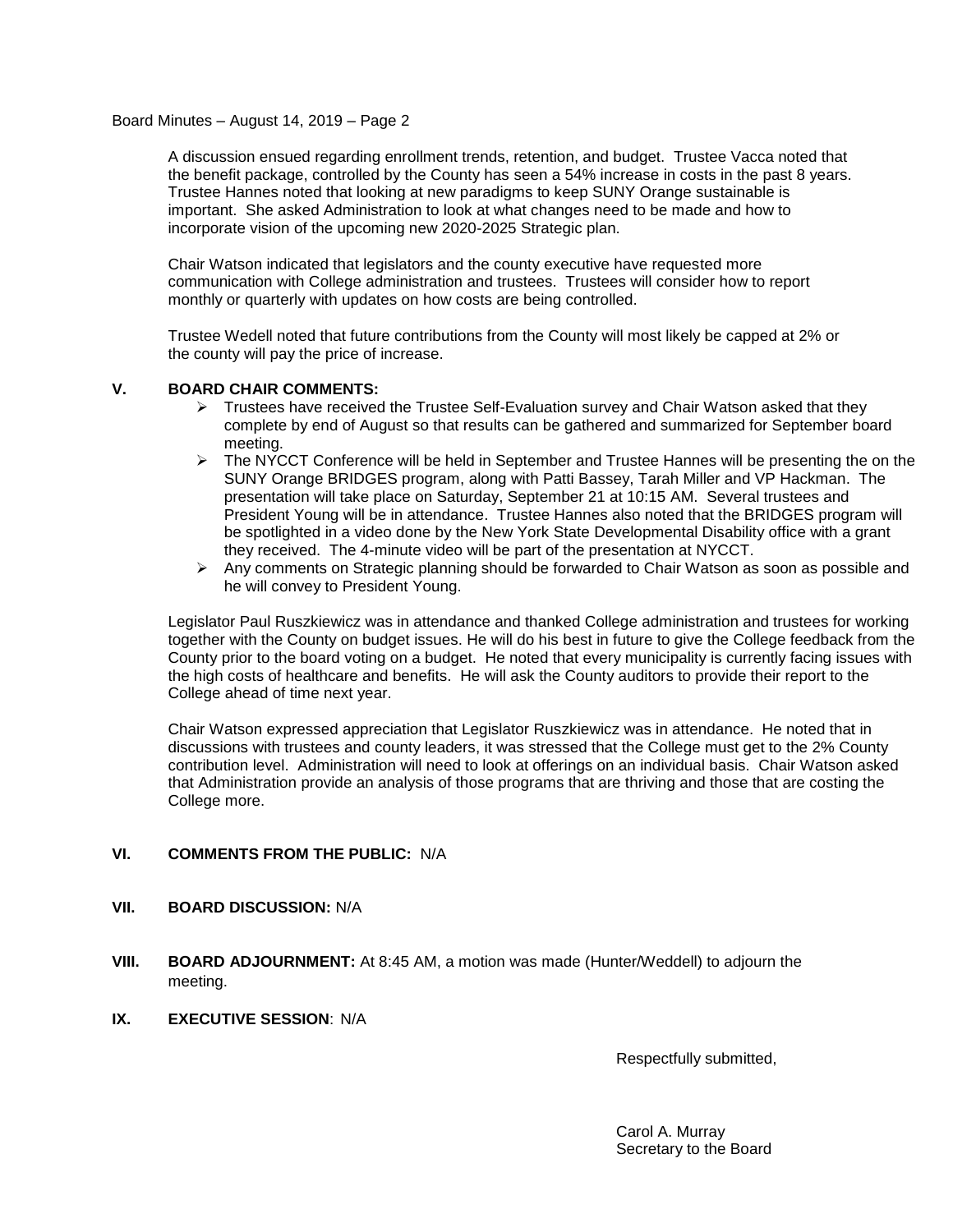A discussion ensued regarding enrollment trends, retention, and budget. Trustee Vacca noted that the benefit package, controlled by the County has seen a 54% increase in costs in the past 8 years. Trustee Hannes noted that looking at new paradigms to keep SUNY Orange sustainable is important. She asked Administration to look at what changes need to be made and how to incorporate vision of the upcoming new 2020-2025 Strategic plan.

Chair Watson indicated that legislators and the county executive have requested more communication with College administration and trustees. Trustees will consider how to report monthly or quarterly with updates on how costs are being controlled.

Trustee Wedell noted that future contributions from the County will most likely be capped at 2% or the county will pay the price of increase.

## V. BOARD CHAIR COMMENTS:

- Trustees have received the Trustee Self-Evaluation survey and Chair Watson asked that they complete by end of August so that results can be gathered and summarized for September board meeting.
- The NYCCT Conference will be held in September and Trustee Hannes will be presenting the on the SUNY Orange BRIDGES program, along with Patti Bassey, Tarah Miller and VP Hackman. The presentation will take place on Saturday, September 21 at 10:15 AM. Several trustees and President Young will be in attendance. Trustee Hannes also noted that the BRIDGES program will be spotlighted in a video done by the New York State Developmental Disability office with a grant they received. The 4-minute video will be part of the presentation at NYCCT.
- Any comments on Strategic planning should be forwarded to Chair Watson as soon as possible and he will convey to President Young.

Legislator Paul Ruszkiewicz was in attendance and thanked College administration and trustees for working together with the County on budget issues. He will do his best in future to give the College feedback from the County prior to the board voting on a budget. He noted that every municipality is currently facing issues with the high costs of healthcare and benefits. He will ask the County auditors to provide their report to the College ahead of time next year.

Chair Watson expressed appreciation that Legislator Ruszkiewicz was in attendance. He noted that in discussions with trustees and county leaders, it was stressed that the College must get to the 2% County contribution level. Administration will need to look at offerings on an individual basis. Chair Watson asked that Administration provide an analysis of those programs that are thriving and those that are costing the College more.

## VI. COMMENTS FROM THE PUBLIC: N/A

## VII. BOARD DISCUSSION: N/A

## VIII. BOARD ADJOURNMENT:

At 8:45 AM, a motion was made (Hunter/Weddell) to adjourn the meeting.

## IX. EXECUTIVE SESSION: N/A

Respectfully submitted,

Carol A. Murray
Secretary to the Board